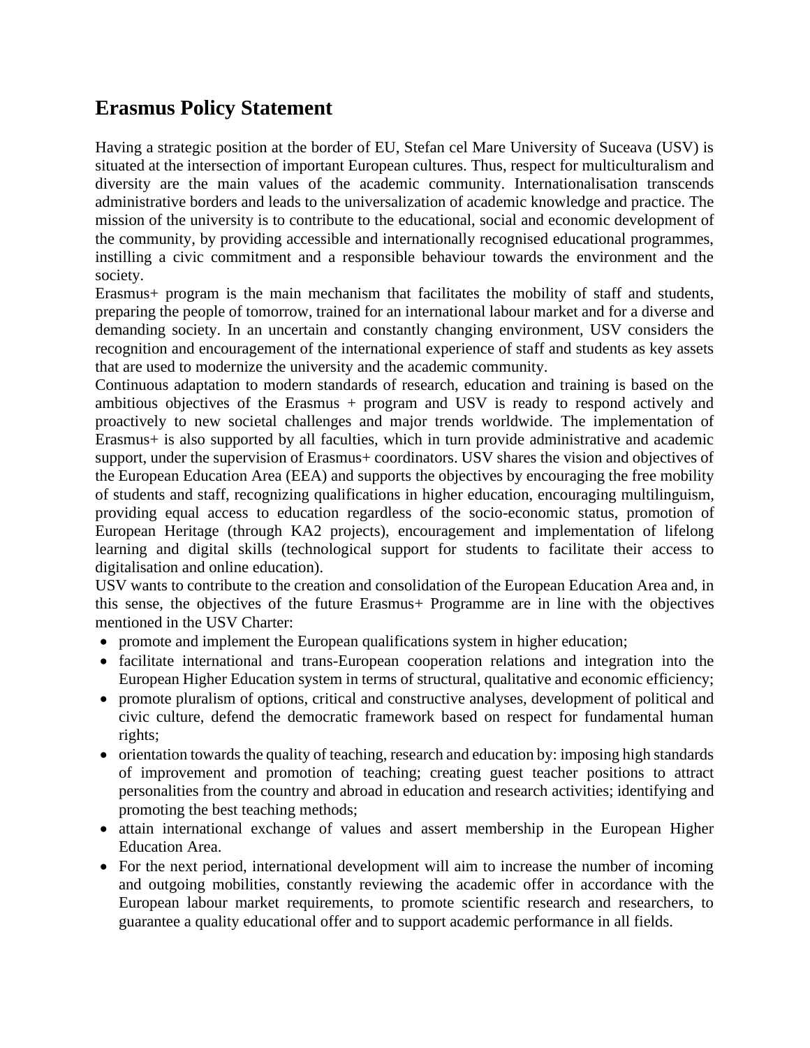# Erasmus Policy Statement

Having a strategic position at the border of EU, Stefan cel Mare University of Suceava (USV) is situated at the intersection of important European cultures. Thus, respect for multiculturalism and diversity are the main values of the academic community. Internationalisation transcends administrative borders and leads to the universalization of academic knowledge and practice. The mission of the university is to contribute to the educational, social and economic development of the community, by providing accessible and internationally recognised educational programmes, instilling a civic commitment and a responsible behaviour towards the environment and the society.

Erasmus+ program is the main mechanism that facilitates the mobility of staff and students, preparing the people of tomorrow, trained for an international labour market and for a diverse and demanding society. In an uncertain and constantly changing environment, USV considers the recognition and encouragement of the international experience of staff and students as key assets that are used to modernize the university and the academic community.

Continuous adaptation to modern standards of research, education and training is based on the ambitious objectives of the Erasmus + program and USV is ready to respond actively and proactively to new societal challenges and major trends worldwide. The implementation of Erasmus+ is also supported by all faculties, which in turn provide administrative and academic support, under the supervision of Erasmus+ coordinators. USV shares the vision and objectives of the European Education Area (EEA) and supports the objectives by encouraging the free mobility of students and staff, recognizing qualifications in higher education, encouraging multilinguism, providing equal access to education regardless of the socio-economic status, promotion of European Heritage (through KA2 projects), encouragement and implementation of lifelong learning and digital skills (technological support for students to facilitate their access to digitalisation and online education).

USV wants to contribute to the creation and consolidation of the European Education Area and, in this sense, the objectives of the future Erasmus+ Programme are in line with the objectives mentioned in the USV Charter:

- promote and implement the European qualifications system in higher education;
- facilitate international and trans-European cooperation relations and integration into the European Higher Education system in terms of structural, qualitative and economic efficiency;
- promote pluralism of options, critical and constructive analyses, development of political and civic culture, defend the democratic framework based on respect for fundamental human rights;
- orientation towards the quality of teaching, research and education by: imposing high standards of improvement and promotion of teaching; creating guest teacher positions to attract personalities from the country and abroad in education and research activities; identifying and promoting the best teaching methods;
- attain international exchange of values and assert membership in the European Higher Education Area.
- For the next period, international development will aim to increase the number of incoming and outgoing mobilities, constantly reviewing the academic offer in accordance with the European labour market requirements, to promote scientific research and researchers, to guarantee a quality educational offer and to support academic performance in all fields.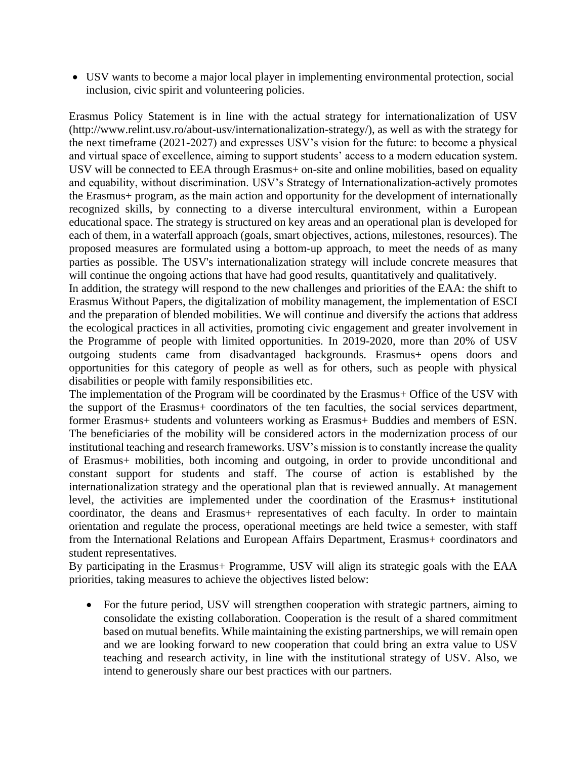- USV wants to become a major local player in implementing environmental protection, social inclusion, civic spirit and volunteering policies.

Erasmus Policy Statement is in line with the actual strategy for internationalization of USV (http://www.relint.usv.ro/about-usv/internationalization-strategy/), as well as with the strategy for the next timeframe (2021-2027) and expresses USV's vision for the future: to become a physical and virtual space of excellence, aiming to support students' access to a modern education system. USV will be connected to EEA through Erasmus+ on-site and online mobilities, based on equality and equability, without discrimination. USV's Strategy of Internationalization actively promotes the Erasmus+ program, as the main action and opportunity for the development of internationally recognized skills, by connecting to a diverse intercultural environment, within a European educational space. The strategy is structured on key areas and an operational plan is developed for each of them, in a waterfall approach (goals, smart objectives, actions, milestones, resources). The proposed measures are formulated using a bottom-up approach, to meet the needs of as many parties as possible. The USV's internationalization strategy will include concrete measures that will continue the ongoing actions that have had good results, quantitatively and qualitatively.

In addition, the strategy will respond to the new challenges and priorities of the EAA: the shift to Erasmus Without Papers, the digitalization of mobility management, the implementation of ESCI and the preparation of blended mobilities. We will continue and diversify the actions that address the ecological practices in all activities, promoting civic engagement and greater involvement in the Programme of people with limited opportunities. In 2019-2020, more than 20% of USV outgoing students came from disadvantaged backgrounds. Erasmus+ opens doors and opportunities for this category of people as well as for others, such as people with physical disabilities or people with family responsibilities etc.

The implementation of the Program will be coordinated by the Erasmus+ Office of the USV with the support of the Erasmus+ coordinators of the ten faculties, the social services department, former Erasmus+ students and volunteers working as Erasmus+ Buddies and members of ESN. The beneficiaries of the mobility will be considered actors in the modernization process of our institutional teaching and research frameworks. USV's mission is to constantly increase the quality of Erasmus+ mobilities, both incoming and outgoing, in order to provide unconditional and constant support for students and staff. The course of action is established by the internationalization strategy and the operational plan that is reviewed annually. At management level, the activities are implemented under the coordination of the Erasmus+ institutional coordinator, the deans and Erasmus+ representatives of each faculty. In order to maintain orientation and regulate the process, operational meetings are held twice a semester, with staff from the International Relations and European Affairs Department, Erasmus+ coordinators and student representatives.

By participating in the Erasmus+ Programme, USV will align its strategic goals with the EAA priorities, taking measures to achieve the objectives listed below:

- For the future period, USV will strengthen cooperation with strategic partners, aiming to consolidate the existing collaboration. Cooperation is the result of a shared commitment based on mutual benefits. While maintaining the existing partnerships, we will remain open and we are looking forward to new cooperation that could bring an extra value to USV teaching and research activity, in line with the institutional strategy of USV. Also, we intend to generously share our best practices with our partners.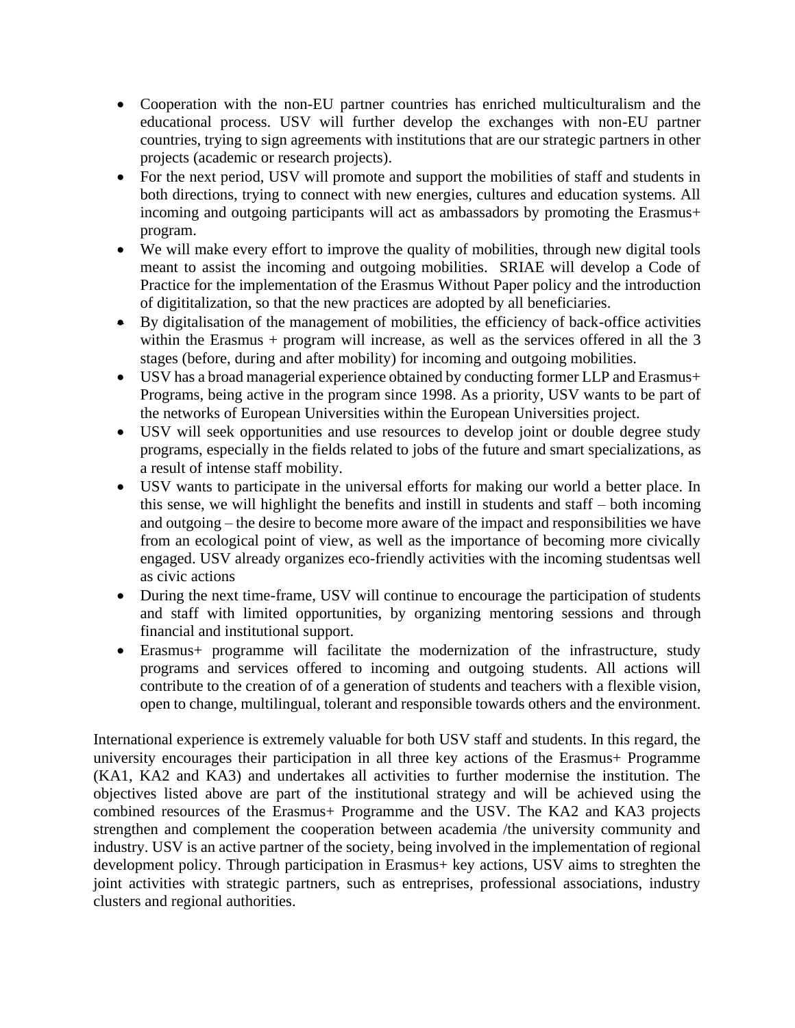- Cooperation with the non-EU partner countries has enriched multiculturalism and the educational process. USV will further develop the exchanges with non-EU partner countries, trying to sign agreements with institutions that are our strategic partners in other projects (academic or research projects).
- For the next period, USV will promote and support the mobilities of staff and students in both directions, trying to connect with new energies, cultures and education systems. All incoming and outgoing participants will act as ambassadors by promoting the Erasmus+ program.
- We will make every effort to improve the quality of mobilities, through new digital tools meant to assist the incoming and outgoing mobilities. SRIAE will develop a Code of Practice for the implementation of the Erasmus Without Paper policy and the introduction of digititalization, so that the new practices are adopted by all beneficiaries.
- By digitalisation of the management of mobilities, the efficiency of back-office activities within the Erasmus + program will increase, as well as the services offered in all the 3 stages (before, during and after mobility) for incoming and outgoing mobilities.
- USV has a broad managerial experience obtained by conducting former LLP and Erasmus+ Programs, being active in the program since 1998. As a priority, USV wants to be part of the networks of European Universities within the European Universities project.
- USV will seek opportunities and use resources to develop joint or double degree study programs, especially in the fields related to jobs of the future and smart specializations, as a result of intense staff mobility.
- USV wants to participate in the universal efforts for making our world a better place. In this sense, we will highlight the benefits and instill in students and staff – both incoming and outgoing – the desire to become more aware of the impact and responsibilities we have from an ecological point of view, as well as the importance of becoming more civically engaged. USV already organizes eco-friendly activities with the incoming studentsas well as civic actions
- During the next time-frame, USV will continue to encourage the participation of students and staff with limited opportunities, by organizing mentoring sessions and through financial and institutional support.
- Erasmus+ programme will facilitate the modernization of the infrastructure, study programs and services offered to incoming and outgoing students. All actions will contribute to the creation of of a generation of students and teachers with a flexible vision, open to change, multilingual, tolerant and responsible towards others and the environment.

International experience is extremely valuable for both USV staff and students. In this regard, the university encourages their participation in all three key actions of the Erasmus+ Programme (KA1, KA2 and KA3) and undertakes all activities to further modernise the institution. The objectives listed above are part of the institutional strategy and will be achieved using the combined resources of the Erasmus+ Programme and the USV. The KA2 and KA3 projects strengthen and complement the cooperation between academia /the university community and industry. USV is an active partner of the society, being involved in the implementation of regional development policy. Through participation in Erasmus+ key actions, USV aims to streghten the joint activities with strategic partners, such as entreprises, professional associations, industry clusters and regional authorities.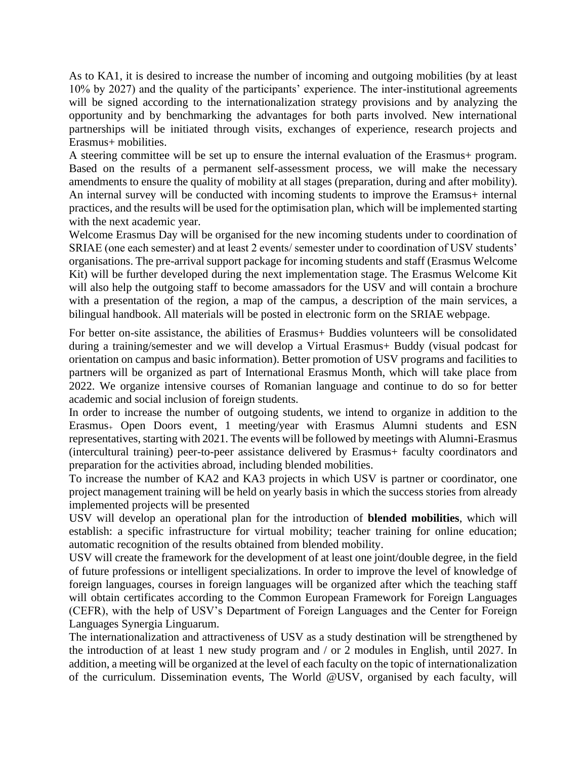As to KA1, it is desired to increase the number of incoming and outgoing mobilities (by at least 10% by 2027) and the quality of the participants' experience. The inter-institutional agreements will be signed according to the internationalization strategy provisions and by analyzing the opportunity and by benchmarking the advantages for both parts involved. New international partnerships will be initiated through visits, exchanges of experience, research projects and Erasmus+ mobilities.

A steering committee will be set up to ensure the internal evaluation of the Erasmus+ program. Based on the results of a permanent self-assessment process, we will make the necessary amendments to ensure the quality of mobility at all stages (preparation, during and after mobility). An internal survey will be conducted with incoming students to improve the Eramsus+ internal practices, and the results will be used for the optimisation plan, which will be implemented starting with the next academic year.

Welcome Erasmus Day will be organised for the new incoming students under to coordination of SRIAE (one each semester) and at least 2 events/ semester under to coordination of USV students' organisations. The pre-arrival support package for incoming students and staff (Erasmus Welcome Kit) will be further developed during the next implementation stage. The Erasmus Welcome Kit will also help the outgoing staff to become amassadors for the USV and will contain a brochure with a presentation of the region, a map of the campus, a description of the main services, a bilingual handbook. All materials will be posted in electronic form on the SRIAE webpage.

For better on-site assistance, the abilities of Erasmus+ Buddies volunteers will be consolidated during a training/semester and we will develop a Virtual Erasmus+ Buddy (visual podcast for orientation on campus and basic information). Better promotion of USV programs and facilities to partners will be organized as part of International Erasmus Month, which will take place from 2022. We organize intensive courses of Romanian language and continue to do so for better academic and social inclusion of foreign students.

In order to increase the number of outgoing students, we intend to organize in addition to the Erasmus+ Open Doors event, 1 meeting/year with Erasmus Alumni students and ESN representatives, starting with 2021. The events will be followed by meetings with Alumni-Erasmus (intercultural training) peer-to-peer assistance delivered by Erasmus+ faculty coordinators and preparation for the activities abroad, including blended mobilities.

To increase the number of KA2 and KA3 projects in which USV is partner or coordinator, one project management training will be held on yearly basis in which the success stories from already implemented projects will be presented

USV will develop an operational plan for the introduction of **blended mobilities**, which will establish: a specific infrastructure for virtual mobility; teacher training for online education; automatic recognition of the results obtained from blended mobility.

USV will create the framework for the development of at least one joint/double degree, in the field of future professions or intelligent specializations. In order to improve the level of knowledge of foreign languages, courses in foreign languages will be organized after which the teaching staff will obtain certificates according to the Common European Framework for Foreign Languages (CEFR), with the help of USV's Department of Foreign Languages and the Center for Foreign Languages Synergia Linguarum.

The internationalization and attractiveness of USV as a study destination will be strengthened by the introduction of at least 1 new study program and / or 2 modules in English, until 2027. In addition, a meeting will be organized at the level of each faculty on the topic of internationalization of the curriculum. Dissemination events, The World @USV, organised by each faculty, will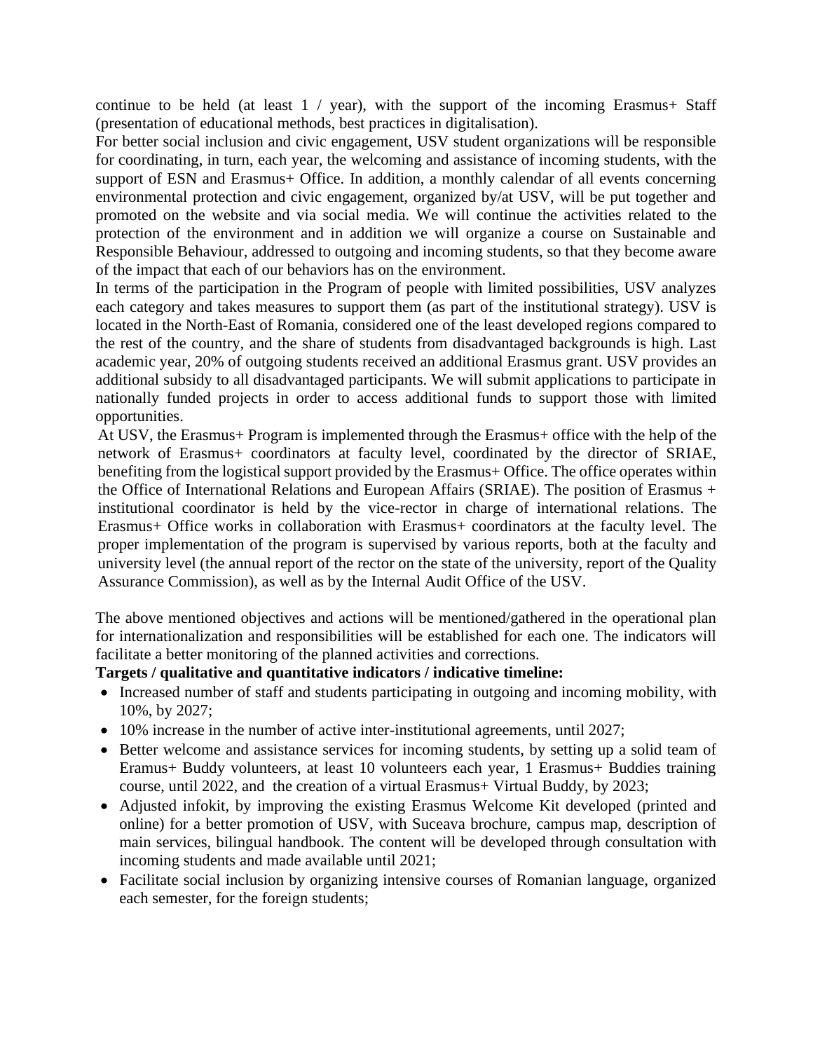continue to be held (at least 1 / year), with the support of the incoming Erasmus+ Staff (presentation of educational methods, best practices in digitalisation).

For better social inclusion and civic engagement, USV student organizations will be responsible for coordinating, in turn, each year, the welcoming and assistance of incoming students, with the support of ESN and Erasmus+ Office. In addition, a monthly calendar of all events concerning environmental protection and civic engagement, organized by/at USV, will be put together and promoted on the website and via social media. We will continue the activities related to the protection of the environment and in addition we will organize a course on Sustainable and Responsible Behaviour, addressed to outgoing and incoming students, so that they become aware of the impact that each of our behaviors has on the environment.

In terms of the participation in the Program of people with limited possibilities, USV analyzes each category and takes measures to support them (as part of the institutional strategy). USV is located in the North-East of Romania, considered one of the least developed regions compared to the rest of the country, and the share of students from disadvantaged backgrounds is high. Last academic year, 20% of outgoing students received an additional Erasmus grant. USV provides an additional subsidy to all disadvantaged participants. We will submit applications to participate in nationally funded projects in order to access additional funds to support those with limited opportunities.

At USV, the Erasmus+ Program is implemented through the Erasmus+ office with the help of the network of Erasmus+ coordinators at faculty level, coordinated by the director of SRIAE, benefiting from the logistical support provided by the Erasmus+ Office. The office operates within the Office of International Relations and European Affairs (SRIAE). The position of Erasmus + institutional coordinator is held by the vice-rector in charge of international relations. The Erasmus+ Office works in collaboration with Erasmus+ coordinators at the faculty level. The proper implementation of the program is supervised by various reports, both at the faculty and university level (the annual report of the rector on the state of the university, report of the Quality Assurance Commission), as well as by the Internal Audit Office of the USV.

The above mentioned objectives and actions will be mentioned/gathered in the operational plan for internationalization and responsibilities will be established for each one. The indicators will facilitate a better monitoring of the planned activities and corrections.

**Targets / qualitative and quantitative indicators / indicative timeline:**

- Increased number of staff and students participating in outgoing and incoming mobility, with 10%, by 2027;
- 10% increase in the number of active inter-institutional agreements, until 2027;
- Better welcome and assistance services for incoming students, by setting up a solid team of Eramus+ Buddy volunteers, at least 10 volunteers each year, 1 Erasmus+ Buddies training course, until 2022, and the creation of a virtual Erasmus+ Virtual Buddy, by 2023;
- Adjusted infokit, by improving the existing Erasmus Welcome Kit developed (printed and online) for a better promotion of USV, with Suceava brochure, campus map, description of main services, bilingual handbook. The content will be developed through consultation with incoming students and made available until 2021;
- Facilitate social inclusion by organizing intensive courses of Romanian language, organized each semester, for the foreign students;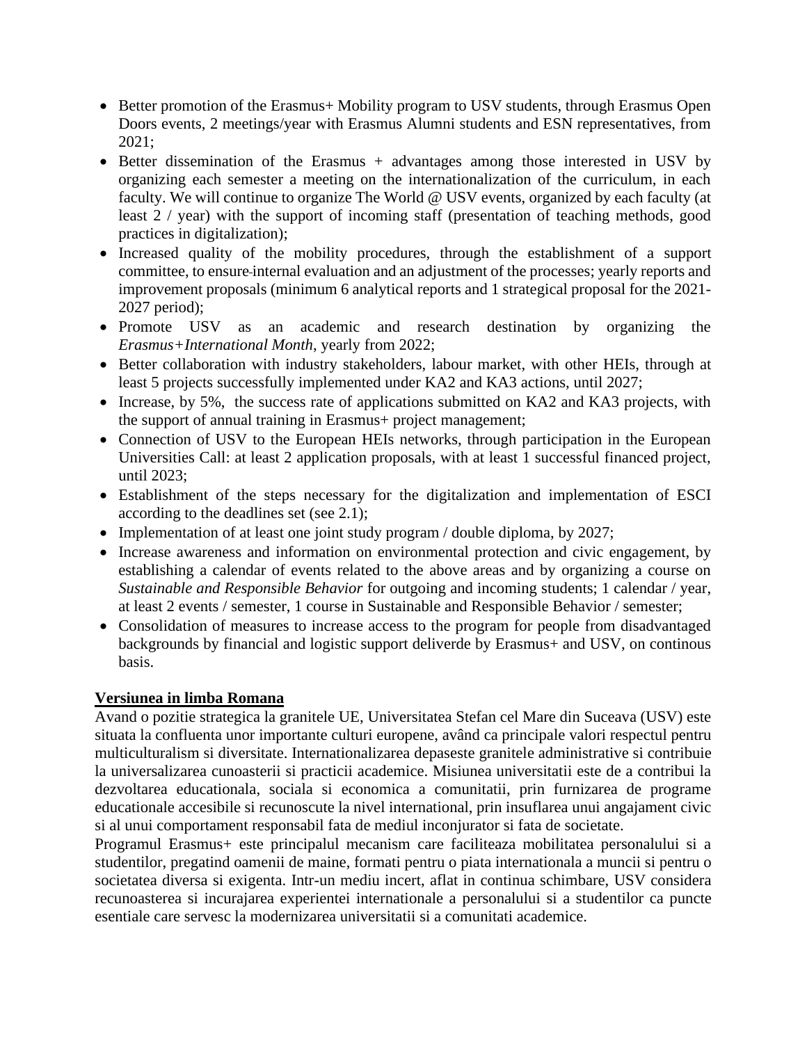- Better promotion of the Erasmus+ Mobility program to USV students, through Erasmus Open Doors events, 2 meetings/year with Erasmus Alumni students and ESN representatives, from 2021;
- Better dissemination of the Erasmus + advantages among those interested in USV by organizing each semester a meeting on the internationalization of the curriculum, in each faculty. We will continue to organize The World @ USV events, organized by each faculty (at least 2 / year) with the support of incoming staff (presentation of teaching methods, good practices in digitalization);
- Increased quality of the mobility procedures, through the establishment of a support committee, to ensure internal evaluation and an adjustment of the processes; yearly reports and improvement proposals (minimum 6 analytical reports and 1 strategical proposal for the 2021-2027 period);
- Promote USV as an academic and research destination by organizing the *Erasmus+International Month*, yearly from 2022;
- Better collaboration with industry stakeholders, labour market, with other HEIs, through at least 5 projects successfully implemented under KA2 and KA3 actions, until 2027;
- Increase, by 5%, the success rate of applications submitted on KA2 and KA3 projects, with the support of annual training in Erasmus+ project management;
- Connection of USV to the European HEIs networks, through participation in the European Universities Call: at least 2 application proposals, with at least 1 successful financed project, until 2023;
- Establishment of the steps necessary for the digitalization and implementation of ESCI according to the deadlines set (see 2.1);
- Implementation of at least one joint study program / double diploma, by 2027;
- Increase awareness and information on environmental protection and civic engagement, by establishing a calendar of events related to the above areas and by organizing a course on *Sustainable and Responsible Behavior* for outgoing and incoming students; 1 calendar / year, at least 2 events / semester, 1 course in Sustainable and Responsible Behavior / semester;
- Consolidation of measures to increase access to the program for people from disadvantaged backgrounds by financial and logistic support deliverde by Erasmus+ and USV, on continous basis.

**<u>Versiunea in limba Romana</u>**

Avand o pozitie strategica la granitele UE, Universitatea Stefan cel Mare din Suceava (USV) este situata la confluenta unor importante culturi europene, având ca principale valori respectul pentru multiculturalism si diversitate. Internationalizarea depaseste granitele administrative si contribuie la universalizarea cunoasterii si practicii academice. Misiunea universitatii este de a contribui la dezvoltarea educationala, sociala si economica a comunitatii, prin furnizarea de programe educationale accesibile si recunoscute la nivel international, prin insuflarea unui angajament civic si al unui comportament responsabil fata de mediul inconjurator si fata de societate.

Programul Erasmus+ este principalul mecanism care faciliteaza mobilitatea personalului si a studentilor, pregatind oamenii de maine, formati pentru o piata internationala a muncii si pentru o societatea diversa si exigenta. Intr-un mediu incert, aflat in continua schimbare, USV considera recunoasterea si incurajarea experientei internationale a personalului si a studentilor ca puncte esentiale care servesc la modernizarea universitatii si a comunitati academice.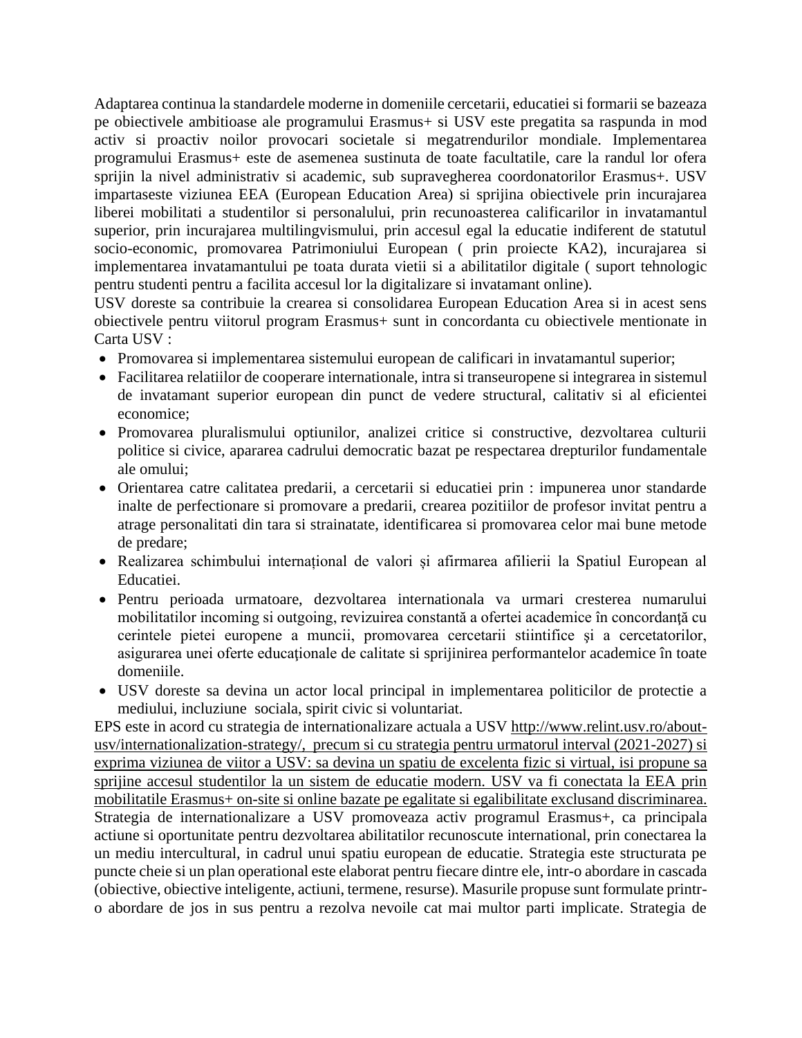Adaptarea continua la standardele moderne in domeniile cercetarii, educatiei si formarii se bazeaza pe obiectivele ambitioase ale programului Erasmus+ si USV este pregatita sa raspunda in mod activ si proactiv noilor provocari societale si megatrendurilor mondiale. Implementarea programului Erasmus+ este de asemenea sustinuta de toate facultatile, care la randul lor ofera sprijin la nivel administrativ si academic, sub supravegherea coordonatorilor Erasmus+. USV impartaseste viziunea EEA (European Education Area) si sprijina obiectivele prin incurajarea liberei mobilitati a studentilor si personalului, prin recunoasterea calificarilor in invatamantul superior, prin incurajarea multilingvismului, prin accesul egal la educatie indiferent de statutul socio-economic, promovarea Patrimoniului European ( prin proiecte KA2), incurajarea si implementarea invatamantului pe toata durata vietii si a abilitatilor digitale ( suport tehnologic pentru studenti pentru a facilita accesul lor la digitalizare si invatamant online).

USV doreste sa contribuie la crearea si consolidarea European Education Area si in acest sens obiectivele pentru viitorul program Erasmus+ sunt in concordanta cu obiectivele mentionate in Carta USV :

- Promovarea si implementarea sistemului european de calificari in invatamantul superior;
- Facilitarea relatiilor de cooperare internationale, intra si transeuropene si integrarea in sistemul de invatamant superior european din punct de vedere structural, calitativ si al eficientei economice;
- Promovarea pluralismului optiunilor, analizei critice si constructive, dezvoltarea culturii politice si civice, apararea cadrului democratic bazat pe respectarea drepturilor fundamentale ale omului;
- Orientarea catre calitatea predarii, a cercetarii si educatiei prin : impunerea unor standarde inalte de perfectionare si promovare a predarii, crearea pozitiilor de profesor invitat pentru a atrage personalitati din tara si strainatate, identificarea si promovarea celor mai bune metode de predare;
- Realizarea schimbului internațional de valori și afirmarea afilierii la Spatiul European al Educatiei.
- Pentru perioada urmatoare, dezvoltarea internationala va urmari cresterea numarului mobilitatilor incoming si outgoing, revizuirea constantă a ofertei academice în concordanţă cu cerintele pietei europene a muncii, promovarea cercetarii stiintifice şi a cercetatorilor, asigurarea unei oferte educaţionale de calitate si sprijinirea performantelor academice în toate domeniile.
- USV doreste sa devina un actor local principal in implementarea politicilor de protectie a mediului, incluziune sociala, spirit civic si voluntariat.

EPS este in acord cu strategia de internationalizare actuala a USV http://www.relint.usv.ro/about-usv/internationalization-strategy/, precum si cu strategia pentru urmatorul interval (2021-2027) si exprima viziunea de viitor a USV: sa devina un spatiu de excelenta fizic si virtual, isi propune sa sprijine accesul studentilor la un sistem de educatie modern. USV va fi conectata la EEA prin mobilitatile Erasmus+ on-site si online bazate pe egalitate si egalibilitate exclusand discriminarea. Strategia de internationalizare a USV promoveaza activ programul Erasmus+, ca principala actiune si oportunitate pentru dezvoltarea abilitatilor recunoscute international, prin conectarea la un mediu intercultural, in cadrul unui spatiu european de educatie. Strategia este structurata pe puncte cheie si un plan operational este elaborat pentru fiecare dintre ele, intr-o abordare in cascada (obiective, obiective inteligente, actiuni, termene, resurse). Masurile propuse sunt formulate printr-o abordare de jos in sus pentru a rezolva nevoile cat mai multor parti implicate. Strategia de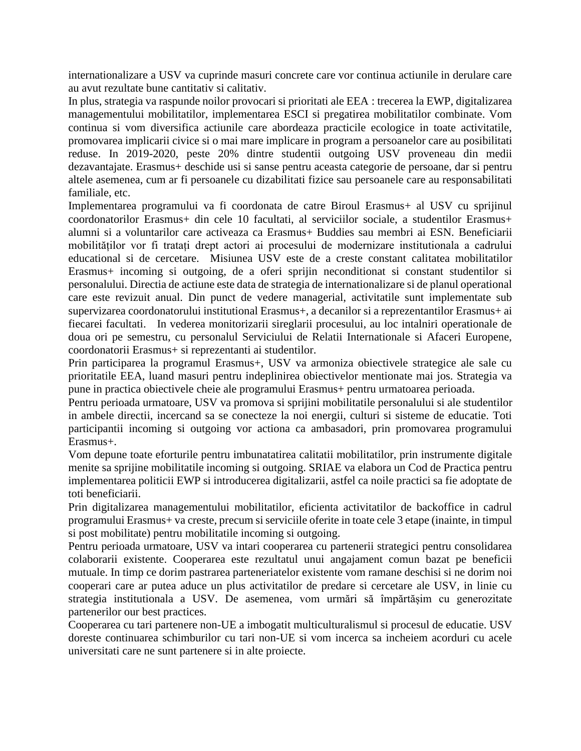internationalizare a USV va cuprinde masuri concrete care vor continua actiunile in derulare care au avut rezultate bune cantitativ si calitativ.

In plus, strategia va raspunde noilor provocari si prioritati ale EEA : trecerea la EWP, digitalizarea managementului mobilitatilor, implementarea ESCI si pregatirea mobilitatilor combinate. Vom continua si vom diversifica actiunile care abordeaza practicile ecologice in toate activitatile, promovarea implicarii civice si o mai mare implicare in program a persoanelor care au posibilitati reduse. In 2019-2020, peste 20% dintre studentii outgoing USV proveneau din medii dezavantajate. Erasmus+ deschide usi si sanse pentru aceasta categorie de persoane, dar si pentru altele asemenea, cum ar fi persoanele cu dizabilitati fizice sau persoanele care au responsabilitati familiale, etc.

Implementarea programului va fi coordonata de catre Biroul Erasmus+ al USV cu sprijinul coordonatorilor Erasmus+ din cele 10 facultati, al serviciilor sociale, a studentilor Erasmus+ alumni si a voluntarilor care activeaza ca Erasmus+ Buddies sau membri ai ESN. Beneficiarii mobilităților vor fi tratați drept actori ai procesului de modernizare institutionala a cadrului educational si de cercetare. Misiunea USV este de a creste constant calitatea mobilitatilor Erasmus+ incoming si outgoing, de a oferi sprijin neconditionat si constant studentilor si personalului. Directia de actiune este data de strategia de internationalizare si de planul operational care este revizuit anual. Din punct de vedere managerial, activitatile sunt implementate sub supervizarea coordonatorului institutional Erasmus+, a decanilor si a reprezentantilor Erasmus+ ai fiecarei facultati. In vederea monitorizarii sireglarii procesului, au loc intalniri operationale de doua ori pe semestru, cu personalul Serviciului de Relatii Internationale si Afaceri Europene, coordonatorii Erasmus+ si reprezentanti ai studentilor.

Prin participarea la programul Erasmus+, USV va armoniza obiectivele strategice ale sale cu prioritatile EEA, luand masuri pentru indeplinirea obiectivelor mentionate mai jos. Strategia va pune in practica obiectivele cheie ale programului Erasmus+ pentru urmatoarea perioada.

Pentru perioada urmatoare, USV va promova si sprijini mobilitatile personalului si ale studentilor in ambele directii, incercand sa se conecteze la noi energii, culturi si sisteme de educatie. Toti participantii incoming si outgoing vor actiona ca ambasadori, prin promovarea programului Erasmus+.

Vom depune toate eforturile pentru imbunatatirea calitatii mobilitatilor, prin instrumente digitale menite sa sprijine mobilitatile incoming si outgoing. SRIAE va elabora un Cod de Practica pentru implementarea politicii EWP si introducerea digitalizarii, astfel ca noile practici sa fie adoptate de toti beneficiarii.

Prin digitalizarea managementului mobilitatilor, eficienta activitatilor de backoffice in cadrul programului Erasmus+ va creste, precum si serviciile oferite in toate cele 3 etape (inainte, in timpul si post mobilitate) pentru mobilitatile incoming si outgoing.

Pentru perioada urmatoare, USV va intari cooperarea cu partenerii strategici pentru consolidarea colaborarii existente. Cooperarea este rezultatul unui angajament comun bazat pe beneficii mutuale. In timp ce dorim pastrarea parteneriatelor existente vom ramane deschisi si ne dorim noi cooperari care ar putea aduce un plus activitatilor de predare si cercetare ale USV, in linie cu strategia institutionala a USV. De asemenea, vom urmări să împărtășim cu generozitate partenerilor our best practices.

Cooperarea cu tari partenere non-UE a imbogatit multiculturalismul si procesul de educatie. USV doreste continuarea schimburilor cu tari non-UE si vom incerca sa incheiem acorduri cu acele universitati care ne sunt partenere si in alte proiecte.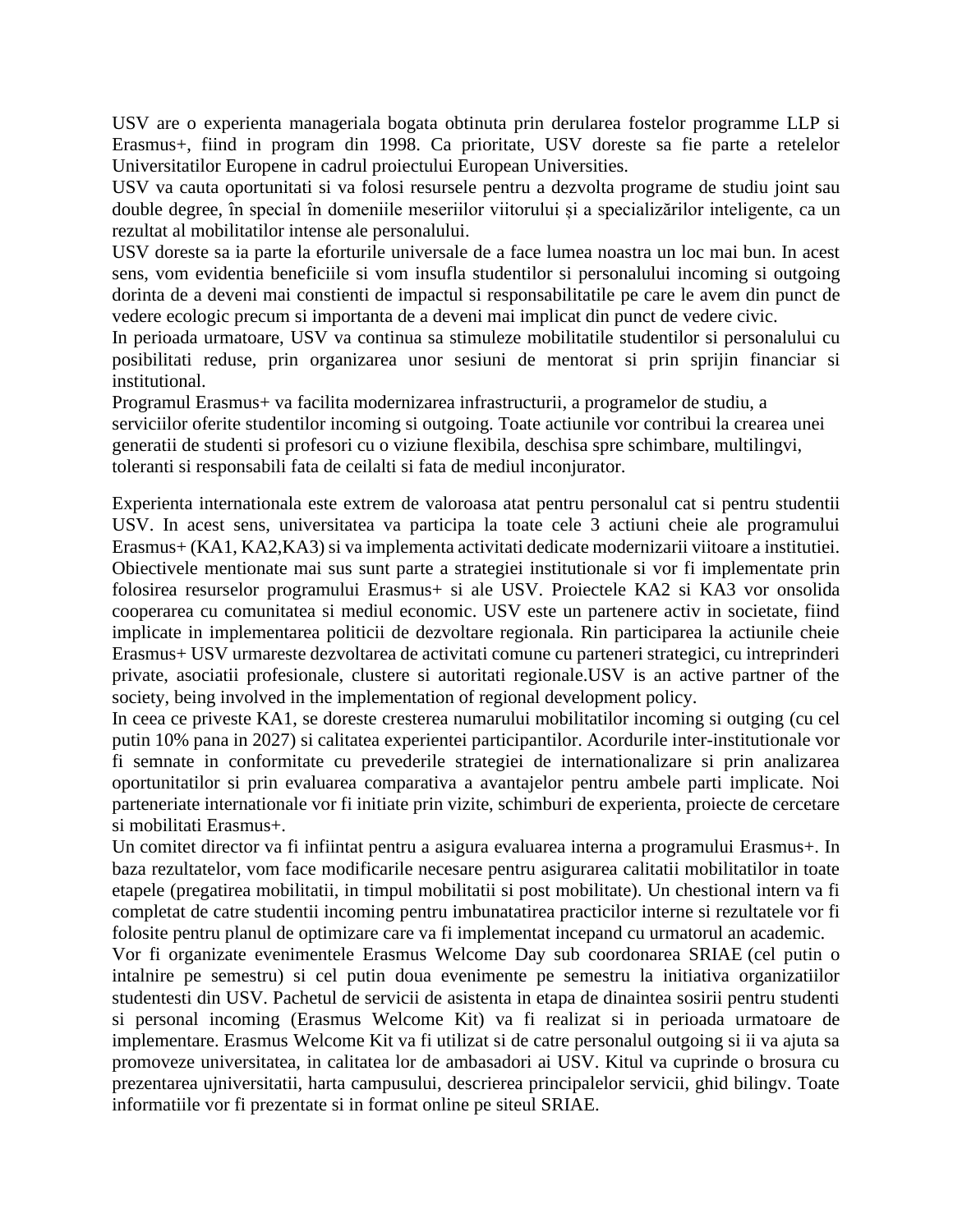USV are o experienta manageriala bogata obtinuta prin derularea fostelor programme LLP si Erasmus+, fiind in program din 1998. Ca prioritate, USV doreste sa fie parte a retelelor Universitatilor Europene in cadrul proiectului European Universities.
USV va cauta oportunitati si va folosi resursele pentru a dezvolta programe de studiu joint sau double degree, în special în domeniile meseriilor viitorului și a specializărilor inteligente, ca un rezultat al mobilitatilor intense ale personalului.
USV doreste sa ia parte la eforturile universale de a face lumea noastra un loc mai bun. In acest sens, vom evidentia beneficiile si vom insufla studentilor si personalului incoming si outgoing dorinta de a deveni mai constienti de impactul si responsabilitatile pe care le avem din punct de vedere ecologic precum si importanta de a deveni mai implicat din punct de vedere civic.
In perioada urmatoare, USV va continua sa stimuleze mobilitatile studentilor si personalului cu posibilitati reduse, prin organizarea unor sesiuni de mentorat si prin sprijin financiar si institutional.
Programul Erasmus+ va facilita modernizarea infrastructurii, a programelor de studiu, a serviciilor oferite studentilor incoming si outgoing. Toate actiunile vor contribui la crearea unei generatii de studenti si profesori cu o viziune flexibila, deschisa spre schimbare, multilingvi, toleranti si responsabili fata de ceilalti si fata de mediul inconjurator.

Experienta internationala este extrem de valoroasa atat pentru personalul cat si pentru studentii USV. In acest sens, universitatea va participa la toate cele 3 actiuni cheie ale programului Erasmus+ (KA1, KA2,KA3) si va implementa activitati dedicate modernizarii viitoare a institutiei. Obiectivele mentionate mai sus sunt parte a strategiei institutionale si vor fi implementate prin folosirea resurselor programului Erasmus+ si ale USV. Proiectele KA2 si KA3 vor onsolida cooperarea cu comunitatea si mediul economic. USV este un partenere activ in societate, fiind implicate in implementarea politicii de dezvoltare regionala. Rin participarea la actiunile cheie Erasmus+ USV urmareste dezvoltarea de activitati comune cu parteneri strategici, cu intreprinderi private, asociatii profesionale, clustere si autoritati regionale.USV is an active partner of the society, being involved in the implementation of regional development policy.
In ceea ce priveste KA1, se doreste cresterea numarului mobilitatilor incoming si outging (cu cel putin 10% pana in 2027) si calitatea experientei participantilor. Acordurile inter-institutionale vor fi semnate in conformitate cu prevederile strategiei de internationalizare si prin analizarea oportunitatilor si prin evaluarea comparativa a avantajelor pentru ambele parti implicate. Noi parteneriate internationale vor fi initiate prin vizite, schimburi de experienta, proiecte de cercetare si mobilitati Erasmus+.
Un comitet director va fi infiintat pentru a asigura evaluarea interna a programului Erasmus+. In baza rezultatelor, vom face modificarile necesare pentru asigurarea calitatii mobilitatilor in toate etapele (pregatirea mobilitatii, in timpul mobilitatii si post mobilitate). Un chestional intern va fi completat de catre studentii incoming pentru imbunatatirea practicilor interne si rezultatele vor fi folosite pentru planul de optimizare care va fi implementat incepand cu urmatorul an academic.
Vor fi organizate evenimentele Erasmus Welcome Day sub coordonarea SRIAE (cel putin o intalnire pe semestru) si cel putin doua evenimente pe semestru la initiativa organizatiilor studentesti din USV. Pachetul de servicii de asistenta in etapa de dinaintea sosirii pentru studenti si personal incoming (Erasmus Welcome Kit) va fi realizat si in perioada urmatoare de implementare. Erasmus Welcome Kit va fi utilizat si de catre personalul outgoing si ii va ajuta sa promoveze universitatea, in calitatea lor de ambasadori ai USV. Kitul va cuprinde o brosura cu prezentarea ujniversitatii, harta campusului, descrierea principalelor servicii, ghid bilingv. Toate informatiile vor fi prezentate si in format online pe siteul SRIAE.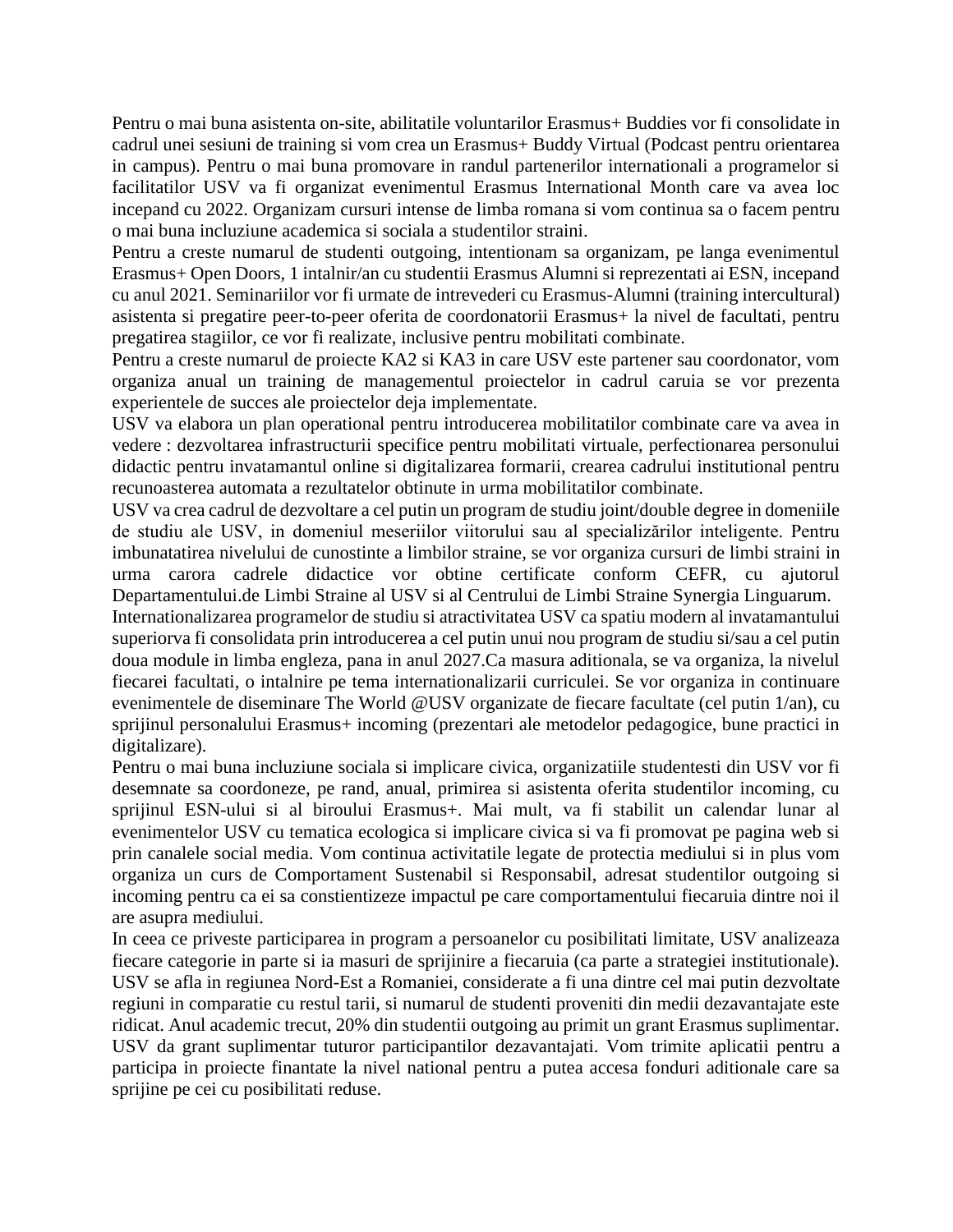Pentru o mai buna asistenta on-site, abilitatile voluntarilor Erasmus+ Buddies vor fi consolidate in cadrul unei sesiuni de training si vom crea un Erasmus+ Buddy Virtual (Podcast pentru orientarea in campus). Pentru o mai buna promovare in randul partenerilor internationali a programelor si facilitatilor USV va fi organizat evenimentul Erasmus International Month care va avea loc incepand cu 2022. Organizam cursuri intense de limba romana si vom continua sa o facem pentru o mai buna incluziune academica si sociala a studentilor straini.

Pentru a creste numarul de studenti outgoing, intentionam sa organizam, pe langa evenimentul Erasmus+ Open Doors, 1 intalnir/an cu studentii Erasmus Alumni si reprezentati ai ESN, incepand cu anul 2021. Seminariilor vor fi urmate de intrevederi cu Erasmus-Alumni (training intercultural) asistenta si pregatire peer-to-peer oferita de coordonatorii Erasmus+ la nivel de facultati, pentru pregatirea stagiilor, ce vor fi realizate, inclusive pentru mobilitati combinate.

Pentru a creste numarul de proiecte KA2 si KA3 in care USV este partener sau coordonator, vom organiza anual un training de managementul proiectelor in cadrul caruia se vor prezenta experientele de succes ale proiectelor deja implementate.

USV va elabora un plan operational pentru introducerea mobilitatilor combinate care va avea in vedere : dezvoltarea infrastructurii specifice pentru mobilitati virtuale, perfectionarea personului didactic pentru invatamantul online si digitalizarea formarii, crearea cadrului institutional pentru recunoasterea automata a rezultatelor obtinute in urma mobilitatilor combinate.

USV va crea cadrul de dezvoltare a cel putin un program de studiu joint/double degree in domeniile de studiu ale USV, in domeniul meseriilor viitorului sau al specializărilor inteligente. Pentru imbunatatirea nivelului de cunostinte a limbilor straine, se vor organiza cursuri de limbi straini in urma carora cadrele didactice vor obtine certificate conform CEFR, cu ajutorul Departamentului.de Limbi Straine al USV si al Centrului de Limbi Straine Synergia Linguarum.

Internationalizarea programelor de studiu si atractivitatea USV ca spatiu modern al invatamantului superiorva fi consolidata prin introducerea a cel putin unui nou program de studiu si/sau a cel putin doua module in limba engleza, pana in anul 2027.Ca masura aditionala, se va organiza, la nivelul fiecarei facultati, o intalnire pe tema internationalizarii curriculei. Se vor organiza in continuare evenimentele de diseminare The World @USV organizate de fiecare facultate (cel putin 1/an), cu sprijinul personalului Erasmus+ incoming (prezentari ale metodelor pedagogice, bune practici in digitalizare).

Pentru o mai buna incluziune sociala si implicare civica, organizatiile studentesti din USV vor fi desemnate sa coordoneze, pe rand, anual, primirea si asistenta oferita studentilor incoming, cu sprijinul ESN-ului si al biroului Erasmus+. Mai mult, va fi stabilit un calendar lunar al evenimentelor USV cu tematica ecologica si implicare civica si va fi promovat pe pagina web si prin canalele social media. Vom continua activitatile legate de protectia mediului si in plus vom organiza un curs de Comportament Sustenabil si Responsabil, adresat studentilor outgoing si incoming pentru ca ei sa constientizeze impactul pe care comportamentului fiecaruia dintre noi il are asupra mediului.

In ceea ce priveste participarea in program a persoanelor cu posibilitati limitate, USV analizeaza fiecare categorie in parte si ia masuri de sprijinire a fiecaruia (ca parte a strategiei institutionale). USV se afla in regiunea Nord-Est a Romaniei, considerate a fi una dintre cel mai putin dezvoltate regiuni in comparatie cu restul tarii, si numarul de studenti proveniti din medii dezavantajate este ridicat. Anul academic trecut, 20% din studentii outgoing au primit un grant Erasmus suplimentar. USV da grant suplimentar tuturor participantilor dezavantajati. Vom trimite aplicatii pentru a participa in proiecte finantate la nivel national pentru a putea accesa fonduri aditionale care sa sprijine pe cei cu posibilitati reduse.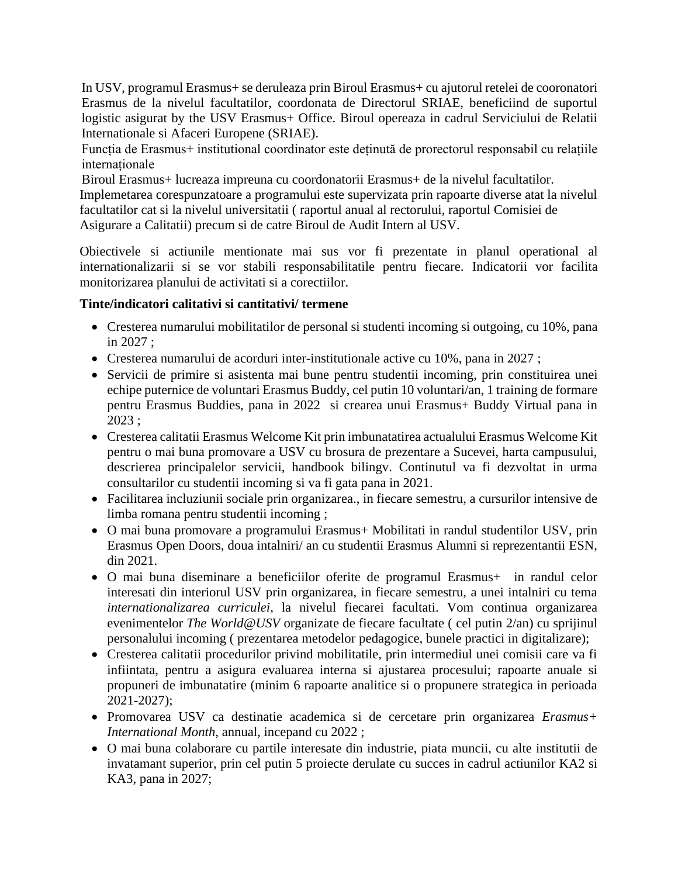In USV, programul Erasmus+ se deruleaza prin Biroul Erasmus+ cu ajutorul retelei de cooronatori Erasmus de la nivelul facultatilor, coordonata de Directorul SRIAE, beneficiind de suportul logistic asigurat by the USV Erasmus+ Office. Biroul opereaza in cadrul Serviciului de Relatii Internationale si Afaceri Europene (SRIAE).

Funcția de Erasmus+ institutional coordinator este deținută de prorectorul responsabil cu relațiile internaționale

Biroul Erasmus+ lucreaza impreuna cu coordonatorii Erasmus+ de la nivelul facultatilor.

Implemetarea corespunzatoare a programului este supervizata prin rapoarte diverse atat la nivelul facultatilor cat si la nivelul universitatii ( raportul anual al rectorului, raportul Comisiei de Asigurare a Calitatii) precum si de catre Biroul de Audit Intern al USV.

Obiectivele si actiunile mentionate mai sus vor fi prezentate in planul operational al internationalizarii si se vor stabili responsabilitatile pentru fiecare. Indicatorii vor facilita monitorizarea planului de activitati si a corectiilor.

**Tinte/indicatori calitativi si cantitativi/ termene**

- Cresterea numarului mobilitatilor de personal si studenti incoming si outgoing, cu 10%, pana in 2027 ;
- Cresterea numarului de acorduri inter-institutionale active cu 10%, pana in 2027 ;
- Servicii de primire si asistenta mai bune pentru studentii incoming, prin constituirea unei echipe puternice de voluntari Erasmus Buddy, cel putin 10 voluntari/an, 1 training de formare pentru Erasmus Buddies, pana in 2022 si crearea unui Erasmus+ Buddy Virtual pana in 2023 ;
- Cresterea calitatii Erasmus Welcome Kit prin imbunatatirea actualului Erasmus Welcome Kit pentru o mai buna promovare a USV cu brosura de prezentare a Sucevei, harta campusului, descrierea principalelor servicii, handbook bilingv. Continutul va fi dezvoltat in urma consultarilor cu studentii incoming si va fi gata pana in 2021.
- Facilitarea incluziunii sociale prin organizarea., in fiecare semestru, a cursurilor intensive de limba romana pentru studentii incoming ;
- O mai buna promovare a programului Erasmus+ Mobilitati in randul studentilor USV, prin Erasmus Open Doors, doua intalniri/ an cu studentii Erasmus Alumni si reprezentantii ESN, din 2021.
- O mai buna diseminare a beneficiilor oferite de programul Erasmus+ in randul celor interesati din interiorul USV prin organizarea, in fiecare semestru, a unei intalniri cu tema *internationalizarea curriculei*, la nivelul fiecarei facultati. Vom continua organizarea evenimentelor *The World@USV* organizate de fiecare facultate ( cel putin 2/an) cu sprijinul personalului incoming ( prezentarea metodelor pedagogice, bunele practici in digitalizare);
- Cresterea calitatii procedurilor privind mobilitatile, prin intermediul unei comisii care va fi infiintata, pentru a asigura evaluarea interna si ajustarea procesului; rapoarte anuale si propuneri de imbunatatire (minim 6 rapoarte analitice si o propunere strategica in perioada 2021-2027);
- Promovarea USV ca destinatie academica si de cercetare prin organizarea *Erasmus+ International Month*, annual, incepand cu 2022 ;
- O mai buna colaborare cu partile interesate din industrie, piata muncii, cu alte institutii de invatamant superior, prin cel putin 5 proiecte derulate cu succes in cadrul actiunilor KA2 si KA3, pana in 2027;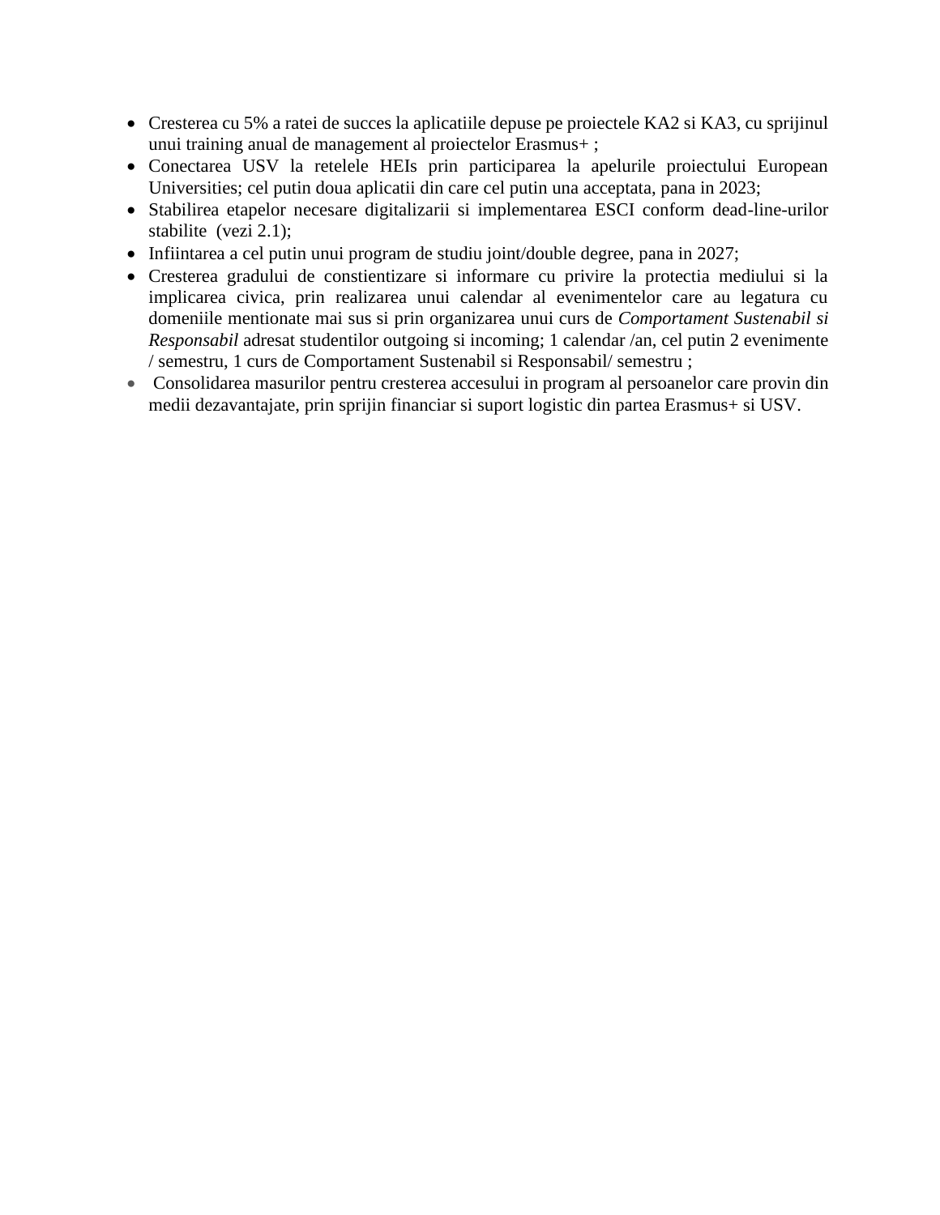- Cresterea cu 5% a ratei de succes la aplicatiile depuse pe proiectele KA2 si KA3, cu sprijinul unui training anual de management al proiectelor Erasmus+ ;
- Conectarea USV la retelele HEIs prin participarea la apelurile proiectului European Universities; cel putin doua aplicatii din care cel putin una acceptata, pana in 2023;
- Stabilirea etapelor necesare digitalizarii si implementarea ESCI conform dead-line-urilor stabilite (vezi 2.1);
- Infiintarea a cel putin unui program de studiu joint/double degree, pana in 2027;
- Cresterea gradului de constientizare si informare cu privire la protectia mediului si la implicarea civica, prin realizarea unui calendar al evenimentelor care au legatura cu domeniile mentionate mai sus si prin organizarea unui curs de *Comportament Sustenabil si Responsabil* adresat studentilor outgoing si incoming; 1 calendar /an, cel putin 2 evenimente / semestru, 1 curs de Comportament Sustenabil si Responsabil/ semestru ;
- Consolidarea masurilor pentru cresterea accesului in program al persoanelor care provin din medii dezavantajate, prin sprijin financiar si suport logistic din partea Erasmus+ si USV.